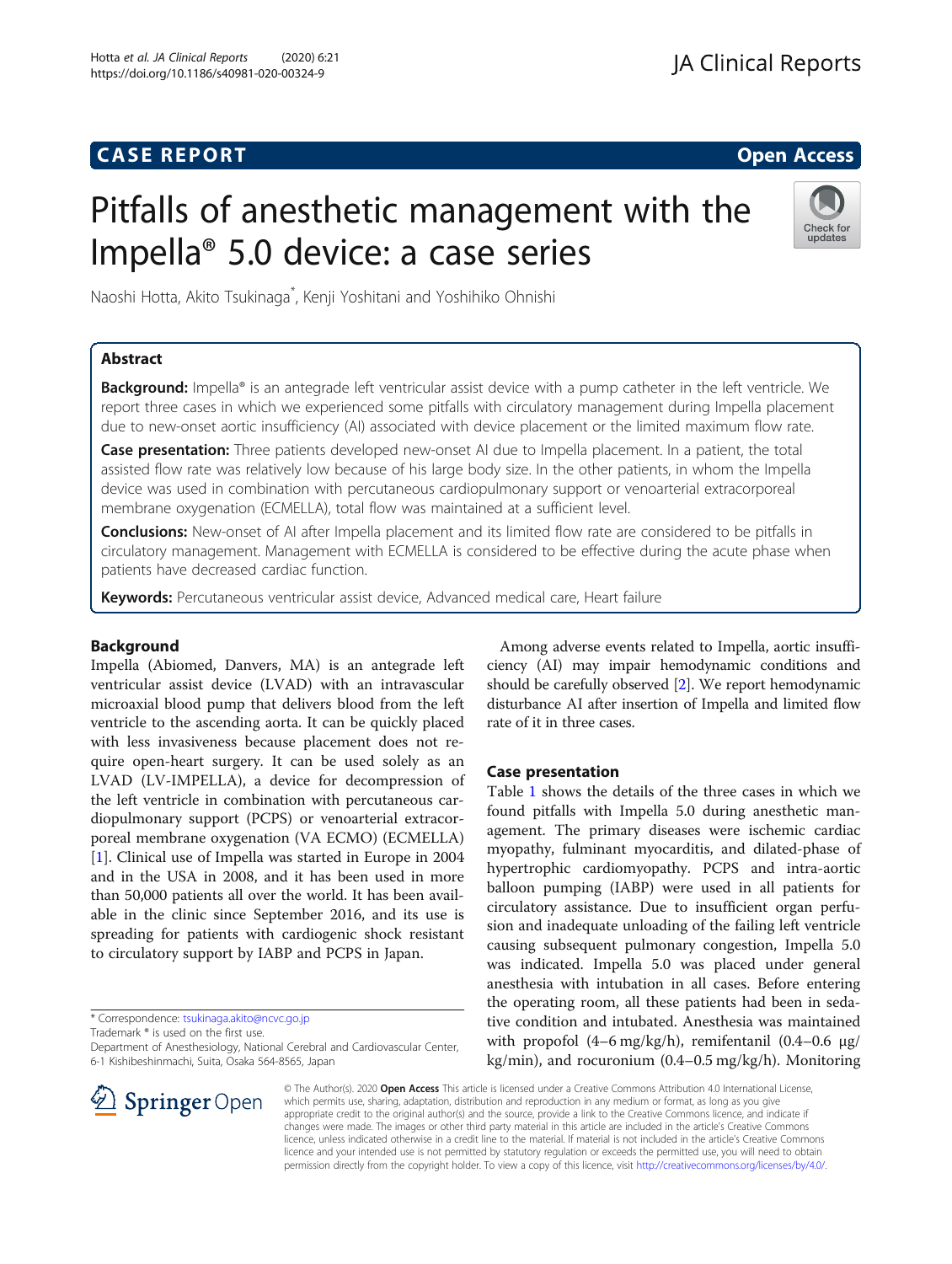CASE REPORT

Open Access

# Pitfalls of anesthetic management with the Impella® 5.0 device: a case series

Naoshi Hotta, Akito Tsukinaga*, Kenji Yoshitani and Yoshihiko Ohnishi

## Abstract

**Background:** Impella® is an antegrade left ventricular assist device with a pump catheter in the left ventricle. We report three cases in which we experienced some pitfalls with circulatory management during Impella placement due to new-onset aortic insufficiency (AI) associated with device placement or the limited maximum flow rate.

**Case presentation:** Three patients developed new-onset AI due to Impella placement. In a patient, the total assisted flow rate was relatively low because of his large body size. In the other patients, in whom the Impella device was used in combination with percutaneous cardiopulmonary support or venoarterial extracorporeal membrane oxygenation (ECMELLA), total flow was maintained at a sufficient level.

**Conclusions:** New-onset of AI after Impella placement and its limited flow rate are considered to be pitfalls in circulatory management. Management with ECMELLA is considered to be effective during the acute phase when patients have decreased cardiac function.

**Keywords:** Percutaneous ventricular assist device, Advanced medical care, Heart failure

## Background

Impella (Abiomed, Danvers, MA) is an antegrade left ventricular assist device (LVAD) with an intravascular microaxial blood pump that delivers blood from the left ventricle to the ascending aorta. It can be quickly placed with less invasiveness because placement does not require open-heart surgery. It can be used solely as an LVAD (LV-IMPELLA), a device for decompression of the left ventricle in combination with percutaneous cardiopulmonary support (PCPS) or venoarterial extracorporeal membrane oxygenation (VA ECMO) (ECMELLA) [1]. Clinical use of Impella was started in Europe in 2004 and in the USA in 2008, and it has been used in more than 50,000 patients all over the world. It has been available in the clinic since September 2016, and its use is spreading for patients with cardiogenic shock resistant to circulatory support by IABP and PCPS in Japan.

Among adverse events related to Impella, aortic insufficiency (AI) may impair hemodynamic conditions and should be carefully observed [2]. We report hemodynamic disturbance AI after insertion of Impella and limited flow rate of it in three cases.

## Case presentation

Table 1 shows the details of the three cases in which we found pitfalls with Impella 5.0 during anesthetic management. The primary diseases were ischemic cardiac myopathy, fulminant myocarditis, and dilated-phase of hypertrophic cardiomyopathy. PCPS and intra-aortic balloon pumping (IABP) were used in all patients for circulatory assistance. Due to insufficient organ perfusion and inadequate unloading of the failing left ventricle causing subsequent pulmonary congestion, Impella 5.0 was indicated. Impella 5.0 was placed under general anesthesia with intubation in all cases. Before entering the operating room, all these patients had been in sedative condition and intubated. Anesthesia was maintained with propofol (4–6 mg/kg/h), remifentanil (0.4–0.6 μg/kg/min), and rocuronium (0.4–0.5 mg/kg/h). Monitoring

* Correspondence: tsukinaga.akito@ncvc.go.jp

Trademark ® is used on the first use.

Department of Anesthesiology, National Cerebral and Cardiovascular Center, 6-1 Kishibeshinmachi, Suita, Osaka 564-8565, Japan

© The Author(s). 2020 **Open Access** This article is licensed under a Creative Commons Attribution 4.0 International License, which permits use, sharing, adaptation, distribution and reproduction in any medium or format, as long as you give appropriate credit to the original author(s) and the source, provide a link to the Creative Commons licence, and indicate if changes were made. The images or other third party material in this article are included in the article's Creative Commons licence, unless indicated otherwise in a credit line to the material. If material is not included in the article's Creative Commons licence and your intended use is not permitted by statutory regulation or exceeds the permitted use, you will need to obtain permission directly from the copyright holder. To view a copy of this licence, visit http://creativecommons.org/licenses/by/4.0/.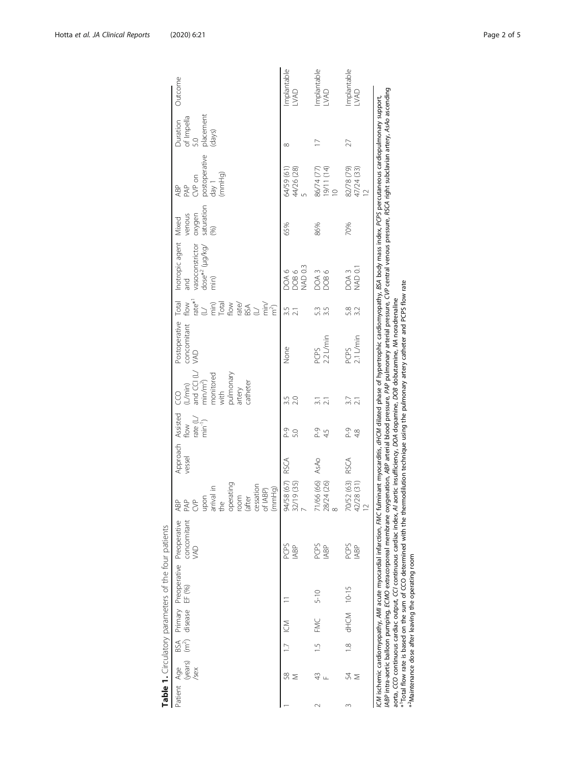**Table 1.** Circulatory parameters of the four patients

| Patient | Age (years)/sex | BSA ($m^2$) | Primary disease | Preoperative EF (%) | Preoperative concomitant VAD | ABP PAP CVP upon arrival in the operating room (after cessation of IABP) (mmHg) | Approach vessel | Assisted flow rate (L/$min^{-1}$) | CCO (L/min) and CCI (L/min/$m^2$) monitored with pulmonary artery catheter | Postoperative concomitant VAD | Total flow rate*[1] (L/min) Total flow rate/BSA (L/min/$m^2$) | Inotropic agent and vasoconstrictor dose*[2] (μg/kg/min) | Mixed venous oxygen saturation (%) | ABP PAP CVP on postoperative day 1 (mmHg) | Duration of Impella 5.0 placement (days) | Outcome |
|---|---|---|---|---|---|---|---|---|---|---|---|---|---|---|---|---|
| 1 | 58 M | 1.7 | ICM | 11 | PCPS IABP | 94/58 (67) 32/19 (35) 7 | RSCA | P-9 5.0 | 3.5 2.0 | None | 3.5 2.1 | DOA 6 DOB 6 NAD 0.3 | 65% | 64/59 (61) 44/26 (28) 5 | 8 | Implantable LVAD |
| 2 | 43 F | 1.5 | FMC | 5-10 | PCPS IABP | 71/66 (66) 28/24 (26) 8 | AsAo | P-9 4.5 | 3.1 2.1 | PCPS 2.2 L/min | 5.3 3.5 | DOA 3 DOB 6 | 86% | 86/74 (77) 19/11 (14) 10 | 17 | Implantable LVAD |
| 3 | 54 M | 1.8 | dHCM | 10-15 | PCPS IABP | 70/52 (63) 42/28 (31) 12 | RSCA | P-9 4.8 | 3.7 2.1 | PCPS 2.1 L/min | 5.8 3.2 | DOA 3 NAD 0.1 | 70% | 82/78 (79) 47/24 (33) 12 | 27 | Implantable LVAD |

*ICM* ischemic cardiomyopathy, *AMI* acute myocardial infarction, *FMC* fulminant myocarditis, *dHCM* dilated phase of hypertrophic cardiomyopathy, *BSA* body mass index, *PCPS* percutaneous cardiopulmonary support, *IABP* intra-aortic balloon pumping, *ECMO* extracorporeal membrane oxygenation, *ABP* arterial blood pressure, *PAP* pulmonary arterial pressure, *CVP* central venous pressure, *RSCA* right subclavian artery, *AsAo* ascending aorta, *CCO* continuous cardiac output, *CCI* continuous cardiac index, *AI* aortic insufficiency, *DOA* dopamine, *DOB* dobutamine, *NA* noradrenaline

*[1]Total flow rate is based on the sum of CCO determined with the thermodilution technique using the pulmonary artery catheter and PCPS flow rate

*[2]Maintenance dose after leaving the operating room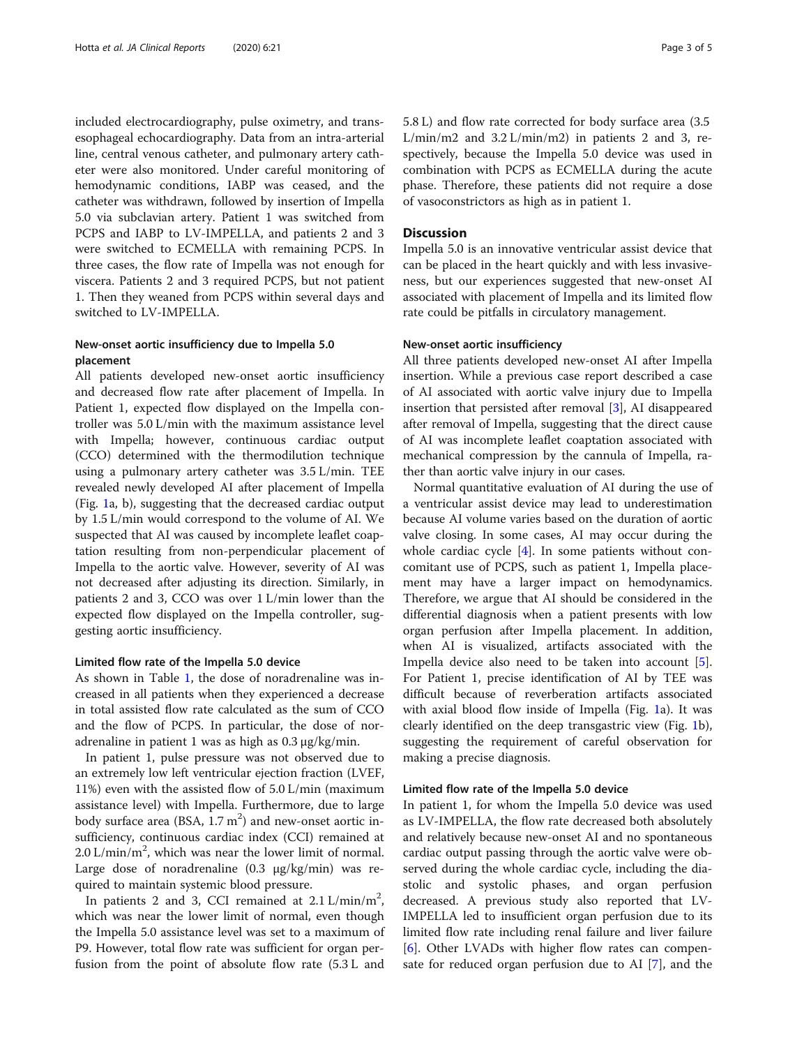included electrocardiography, pulse oximetry, and transesophageal echocardiography. Data from an intra-arterial line, central venous catheter, and pulmonary artery catheter were also monitored. Under careful monitoring of hemodynamic conditions, IABP was ceased, and the catheter was withdrawn, followed by insertion of Impella 5.0 via subclavian artery. Patient 1 was switched from PCPS and IABP to LV-IMPELLA, and patients 2 and 3 were switched to ECMELLA with remaining PCPS. In three cases, the flow rate of Impella was not enough for viscera. Patients 2 and 3 required PCPS, but not patient 1. Then they weaned from PCPS within several days and switched to LV-IMPELLA.

### New-onset aortic insufficiency due to Impella 5.0 placement

All patients developed new-onset aortic insufficiency and decreased flow rate after placement of Impella. In Patient 1, expected flow displayed on the Impella controller was 5.0 L/min with the maximum assistance level with Impella; however, continuous cardiac output (CCO) determined with the thermodilution technique using a pulmonary artery catheter was 3.5 L/min. TEE revealed newly developed AI after placement of Impella (Fig. 1a, b), suggesting that the decreased cardiac output by 1.5 L/min would correspond to the volume of AI. We suspected that AI was caused by incomplete leaflet coaptation resulting from non-perpendicular placement of Impella to the aortic valve. However, severity of AI was not decreased after adjusting its direction. Similarly, in patients 2 and 3, CCO was over 1 L/min lower than the expected flow displayed on the Impella controller, suggesting aortic insufficiency.

### Limited flow rate of the Impella 5.0 device

As shown in Table 1, the dose of noradrenaline was increased in all patients when they experienced a decrease in total assisted flow rate calculated as the sum of CCO and the flow of PCPS. In particular, the dose of noradrenaline in patient 1 was as high as 0.3 μg/kg/min.

In patient 1, pulse pressure was not observed due to an extremely low left ventricular ejection fraction (LVEF, 11%) even with the assisted flow of 5.0 L/min (maximum assistance level) with Impella. Furthermore, due to large body surface area (BSA, 1.7 $m^2$) and new-onset aortic insufficiency, continuous cardiac index (CCI) remained at 2.0 L/min/$m^2$, which was near the lower limit of normal. Large dose of noradrenaline (0.3 μg/kg/min) was required to maintain systemic blood pressure.

In patients 2 and 3, CCI remained at 2.1 L/min/$m^2$, which was near the lower limit of normal, even though the Impella 5.0 assistance level was set to a maximum of P9. However, total flow rate was sufficient for organ perfusion from the point of absolute flow rate (5.3 L and 5.8 L) and flow rate corrected for body surface area (3.5 L/min/m2 and 3.2 L/min/m2) in patients 2 and 3, respectively, because the Impella 5.0 device was used in combination with PCPS as ECMELLA during the acute phase. Therefore, these patients did not require a dose of vasoconstrictors as high as in patient 1.

## Discussion

Impella 5.0 is an innovative ventricular assist device that can be placed in the heart quickly and with less invasiveness, but our experiences suggested that new-onset AI associated with placement of Impella and its limited flow rate could be pitfalls in circulatory management.

### New-onset aortic insufficiency

All three patients developed new-onset AI after Impella insertion. While a previous case report described a case of AI associated with aortic valve injury due to Impella insertion that persisted after removal [3], AI disappeared after removal of Impella, suggesting that the direct cause of AI was incomplete leaflet coaptation associated with mechanical compression by the cannula of Impella, rather than aortic valve injury in our cases.

Normal quantitative evaluation of AI during the use of a ventricular assist device may lead to underestimation because AI volume varies based on the duration of aortic valve closing. In some cases, AI may occur during the whole cardiac cycle [4]. In some patients without concomitant use of PCPS, such as patient 1, Impella placement may have a larger impact on hemodynamics. Therefore, we argue that AI should be considered in the differential diagnosis when a patient presents with low organ perfusion after Impella placement. In addition, when AI is visualized, artifacts associated with the Impella device also need to be taken into account [5]. For Patient 1, precise identification of AI by TEE was difficult because of reverberation artifacts associated with axial blood flow inside of Impella (Fig. 1a). It was clearly identified on the deep transgastric view (Fig. 1b), suggesting the requirement of careful observation for making a precise diagnosis.

### Limited flow rate of the Impella 5.0 device

In patient 1, for whom the Impella 5.0 device was used as LV-IMPELLA, the flow rate decreased both absolutely and relatively because new-onset AI and no spontaneous cardiac output passing through the aortic valve were observed during the whole cardiac cycle, including the diastolic and systolic phases, and organ perfusion decreased. A previous study also reported that LV-IMPELLA led to insufficient organ perfusion due to its limited flow rate including renal failure and liver failure [6]. Other LVADs with higher flow rates can compensate for reduced organ perfusion due to AI [7], and the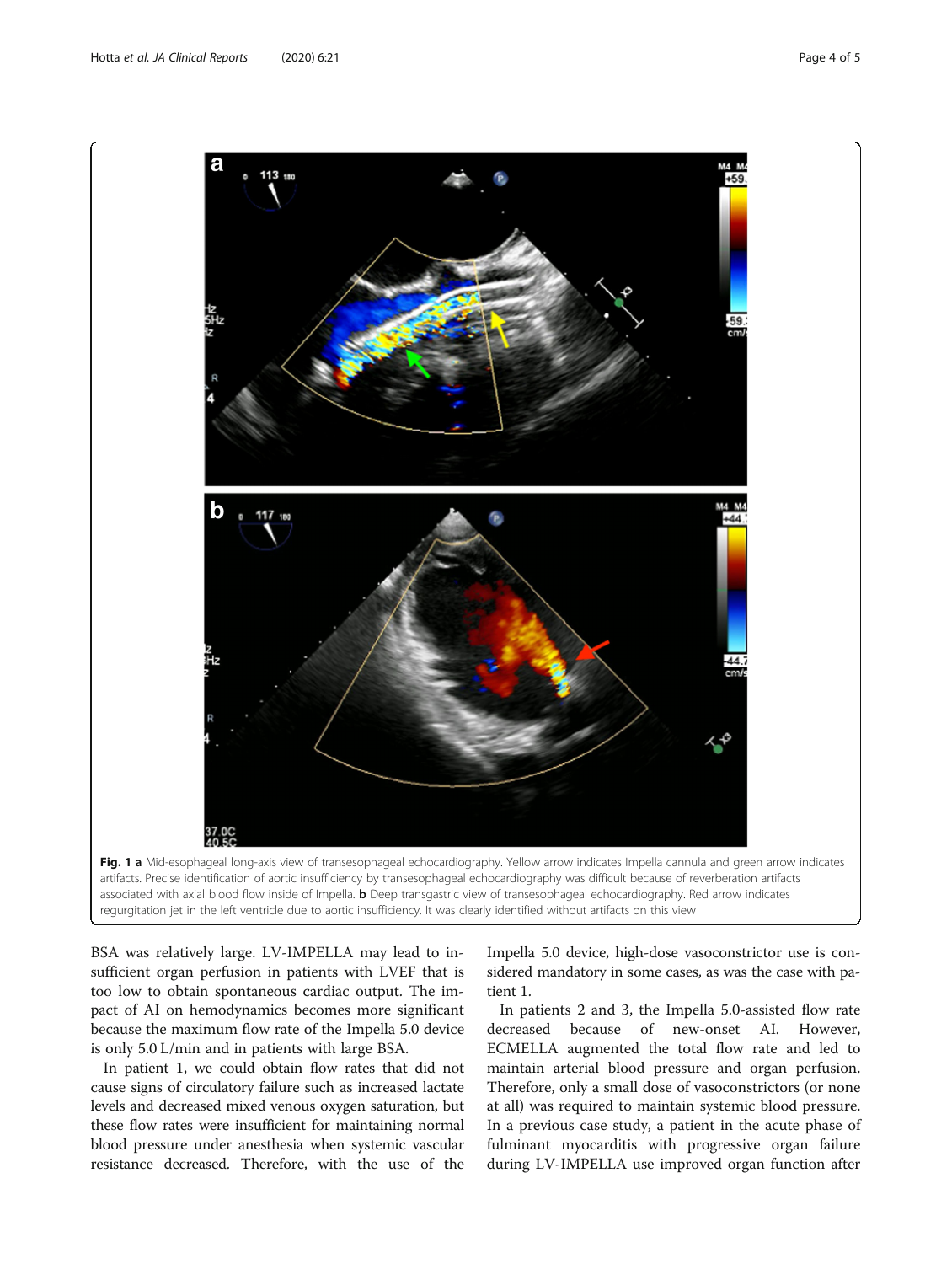**Fig. 1 a** Mid-esophageal long-axis view of transesophageal echocardiography. Yellow arrow indicates Impella cannula and green arrow indicates artifacts. Precise identification of aortic insufficiency by transesophageal echocardiography was difficult because of reverberation artifacts associated with axial blood flow inside of Impella. **b** Deep transgastric view of transesophageal echocardiography. Red arrow indicates regurgitation jet in the left ventricle due to aortic insufficiency. It was clearly identified without artifacts on this view

BSA was relatively large. LV-IMPELLA may lead to insufficient organ perfusion in patients with LVEF that is too low to obtain spontaneous cardiac output. The impact of AI on hemodynamics becomes more significant because the maximum flow rate of the Impella 5.0 device is only 5.0 L/min and in patients with large BSA.

In patient 1, we could obtain flow rates that did not cause signs of circulatory failure such as increased lactate levels and decreased mixed venous oxygen saturation, but these flow rates were insufficient for maintaining normal blood pressure under anesthesia when systemic vascular resistance decreased. Therefore, with the use of the Impella 5.0 device, high-dose vasoconstrictor use is considered mandatory in some cases, as was the case with patient 1.

In patients 2 and 3, the Impella 5.0-assisted flow rate decreased because of new-onset AI. However, ECMELLA augmented the total flow rate and led to maintain arterial blood pressure and organ perfusion. Therefore, only a small dose of vasoconstrictors (or none at all) was required to maintain systemic blood pressure. In a previous case study, a patient in the acute phase of fulminant myocarditis with progressive organ failure during LV-IMPELLA use improved organ function after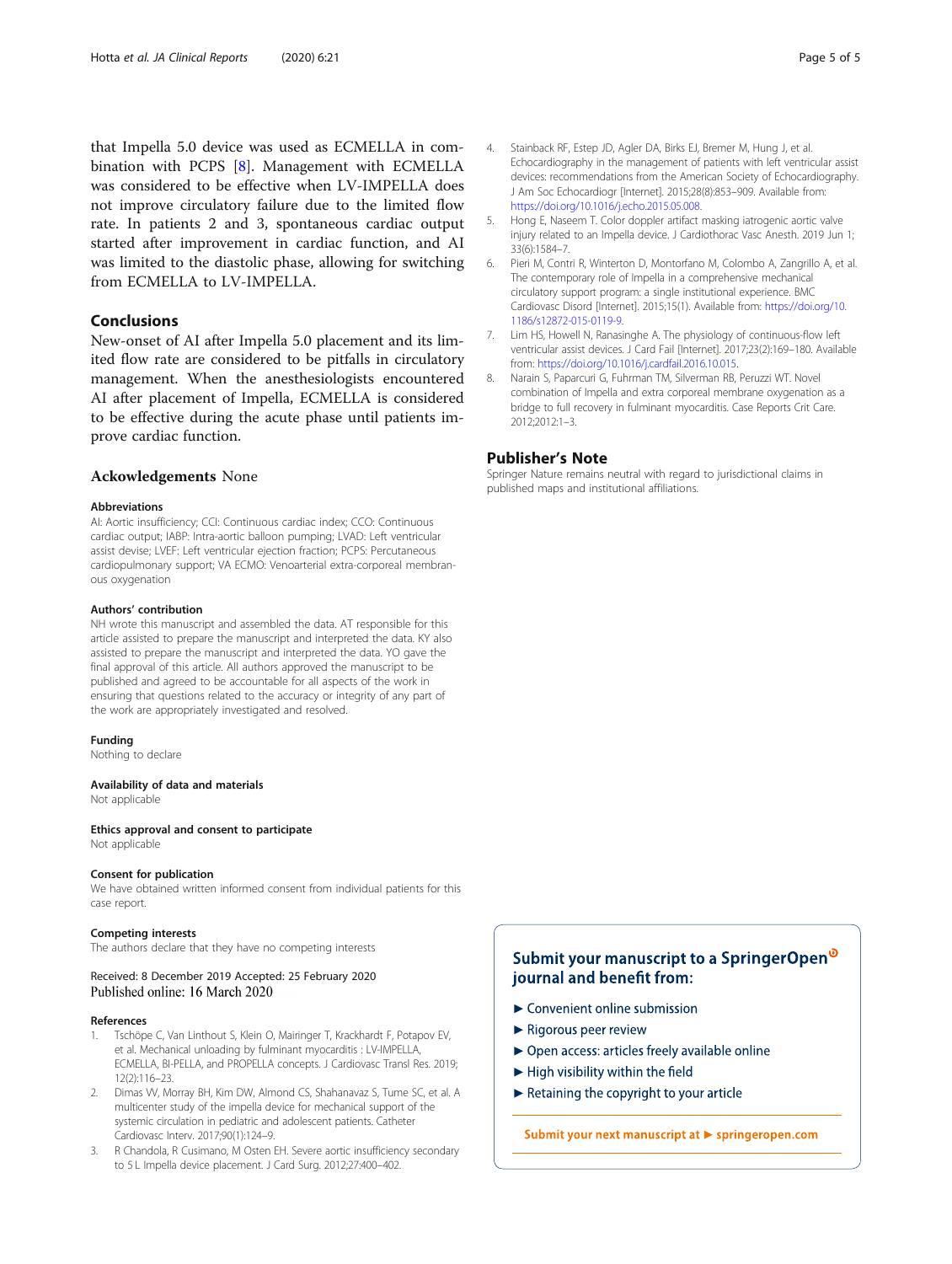that Impella 5.0 device was used as ECMELLA in combination with PCPS [8]. Management with ECMELLA was considered to be effective when LV-IMPELLA does not improve circulatory failure due to the limited flow rate. In patients 2 and 3, spontaneous cardiac output started after improvement in cardiac function, and AI was limited to the diastolic phase, allowing for switching from ECMELLA to LV-IMPELLA.

## Conclusions

New-onset of AI after Impella 5.0 placement and its limited flow rate are considered to be pitfalls in circulatory management. When the anesthesiologists encountered AI after placement of Impella, ECMELLA is considered to be effective during the acute phase until patients improve cardiac function.

**Ackowledgements** None

#### Abbreviations

AI: Aortic insufficiency; CCI: Continuous cardiac index; CCO: Continuous cardiac output; IABP: Intra-aortic balloon pumping; LVAD: Left ventricular assist devise; LVEF: Left ventricular ejection fraction; PCPS: Percutaneous cardiopulmonary support; VA ECMO: Venoarterial extra-corporeal membranous oxygenation

#### Authors' contribution

NH wrote this manuscript and assembled the data. AT responsible for this article assisted to prepare the manuscript and interpreted the data. KY also assisted to prepare the manuscript and interpreted the data. YO gave the final approval of this article. All authors approved the manuscript to be published and agreed to be accountable for all aspects of the work in ensuring that questions related to the accuracy or integrity of any part of the work are appropriately investigated and resolved.

#### Funding

Nothing to declare

#### Availability of data and materials

Not applicable

#### Ethics approval and consent to participate

Not applicable

#### Consent for publication

We have obtained written informed consent from individual patients for this case report.

#### Competing interests

The authors declare that they have no competing interests

Received: 8 December 2019 Accepted: 25 February 2020
Published online: 16 March 2020

#### References

1. Tschöpe C, Van Linthout S, Klein O, Mairinger T, Krackhardt F, Potapov EV, et al. Mechanical unloading by fulminant myocarditis : LV-IMPELLA, ECMELLA, BI-PELLA, and PROPELLA concepts. J Cardiovasc Transl Res. 2019; 12(2):116–23.
2. Dimas VV, Morray BH, Kim DW, Almond CS, Shahanavaz S, Tume SC, et al. A multicenter study of the impella device for mechanical support of the systemic circulation in pediatric and adolescent patients. Catheter Cardiovasc Interv. 2017;90(1):124–9.
3. R Chandola, R Cusimano, M Osten EH. Severe aortic insufficiency secondary to 5 L Impella device placement. J Card Surg. 2012;27:400–402.
4. Stainback RF, Estep JD, Agler DA, Birks EJ, Bremer M, Hung J, et al. Echocardiography in the management of patients with left ventricular assist devices: recommendations from the American Society of Echocardiography. J Am Soc Echocardiogr [Internet]. 2015;28(8):853–909. Available from: https://doi.org/10.1016/j.echo.2015.05.008.
5. Hong E, Naseem T. Color doppler artifact masking iatrogenic aortic valve injury related to an Impella device. J Cardiothorac Vasc Anesth. 2019 Jun 1; 33(6):1584–7.
6. Pieri M, Contri R, Winterton D, Montorfano M, Colombo A, Zangrillo A, et al. The contemporary role of Impella in a comprehensive mechanical circulatory support program: a single institutional experience. BMC Cardiovasc Disord [Internet]. 2015;15(1). Available from: https://doi.org/10.1186/s12872-015-0119-9.
7. Lim HS, Howell N, Ranasinghe A. The physiology of continuous-flow left ventricular assist devices. J Card Fail [Internet]. 2017;23(2):169–180. Available from: https://doi.org/10.1016/j.cardfail.2016.10.015.
8. Narain S, Paparcuri G, Fuhrman TM, Silverman RB, Peruzzi WT. Novel combination of Impella and extra corporeal membrane oxygenation as a bridge to full recovery in fulminant myocarditis. Case Reports Crit Care. 2012;2012:1–3.

## Publisher's Note

Springer Nature remains neutral with regard to jurisdictional claims in published maps and institutional affiliations.

**Submit your manuscript to a SpringerOpen journal and benefit from:**

- Convenient online submission
- Rigorous peer review
- Open access: articles freely available online
- High visibility within the field
- Retaining the copyright to your article

Submit your next manuscript at ▶ springeropen.com